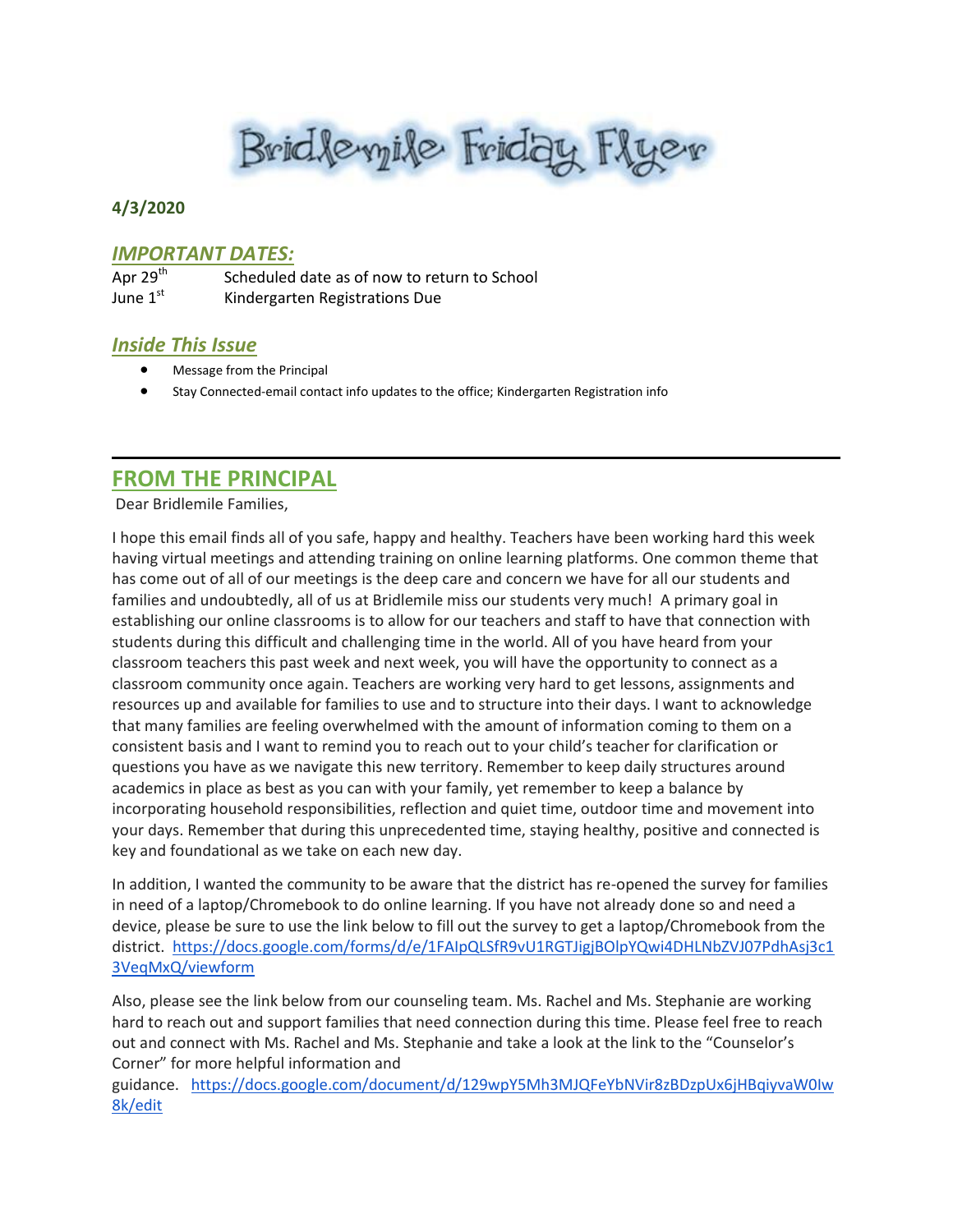# Bridlemile Friday Flyer

**4/3/2020**

## *IMPORTANT DATES:*

| | |
|---|---|
| Apr 29th | Scheduled date as of now to return to School |
| June 1st | Kindergarten Registrations Due |

## *Inside This Issue*

- Message from the Principal
- Stay Connected-email contact info updates to the office; Kindergarten Registration info

---

## FROM THE PRINCIPAL

Dear Bridlemile Families,

I hope this email finds all of you safe, happy and healthy. Teachers have been working hard this week having virtual meetings and attending training on online learning platforms. One common theme that has come out of all of our meetings is the deep care and concern we have for all our students and families and undoubtedly, all of us at Bridlemile miss our students very much! A primary goal in establishing our online classrooms is to allow for our teachers and staff to have that connection with students during this difficult and challenging time in the world. All of you have heard from your classroom teachers this past week and next week, you will have the opportunity to connect as a classroom community once again. Teachers are working very hard to get lessons, assignments and resources up and available for families to use and to structure into their days. I want to acknowledge that many families are feeling overwhelmed with the amount of information coming to them on a consistent basis and I want to remind you to reach out to your child's teacher for clarification or questions you have as we navigate this new territory. Remember to keep daily structures around academics in place as best as you can with your family, yet remember to keep a balance by incorporating household responsibilities, reflection and quiet time, outdoor time and movement into your days. Remember that during this unprecedented time, staying healthy, positive and connected is key and foundational as we take on each new day.

In addition, I wanted the community to be aware that the district has re-opened the survey for families in need of a laptop/Chromebook to do online learning. If you have not already done so and need a device, please be sure to use the link below to fill out the survey to get a laptop/Chromebook from the district. https://docs.google.com/forms/d/e/1FAIpQLSfR9vU1RGTJigjBOlpYQwi4DHLNbZVJ07PdhAsj3c13VeqMxQ/viewform

Also, please see the link below from our counseling team. Ms. Rachel and Ms. Stephanie are working hard to reach out and support families that need connection during this time. Please feel free to reach out and connect with Ms. Rachel and Ms. Stephanie and take a look at the link to the "Counselor's Corner" for more helpful information and guidance. https://docs.google.com/document/d/129wpY5Mh3MJQFeYbNVir8zBDzpUx6jHBqiyvaW0Iw8k/edit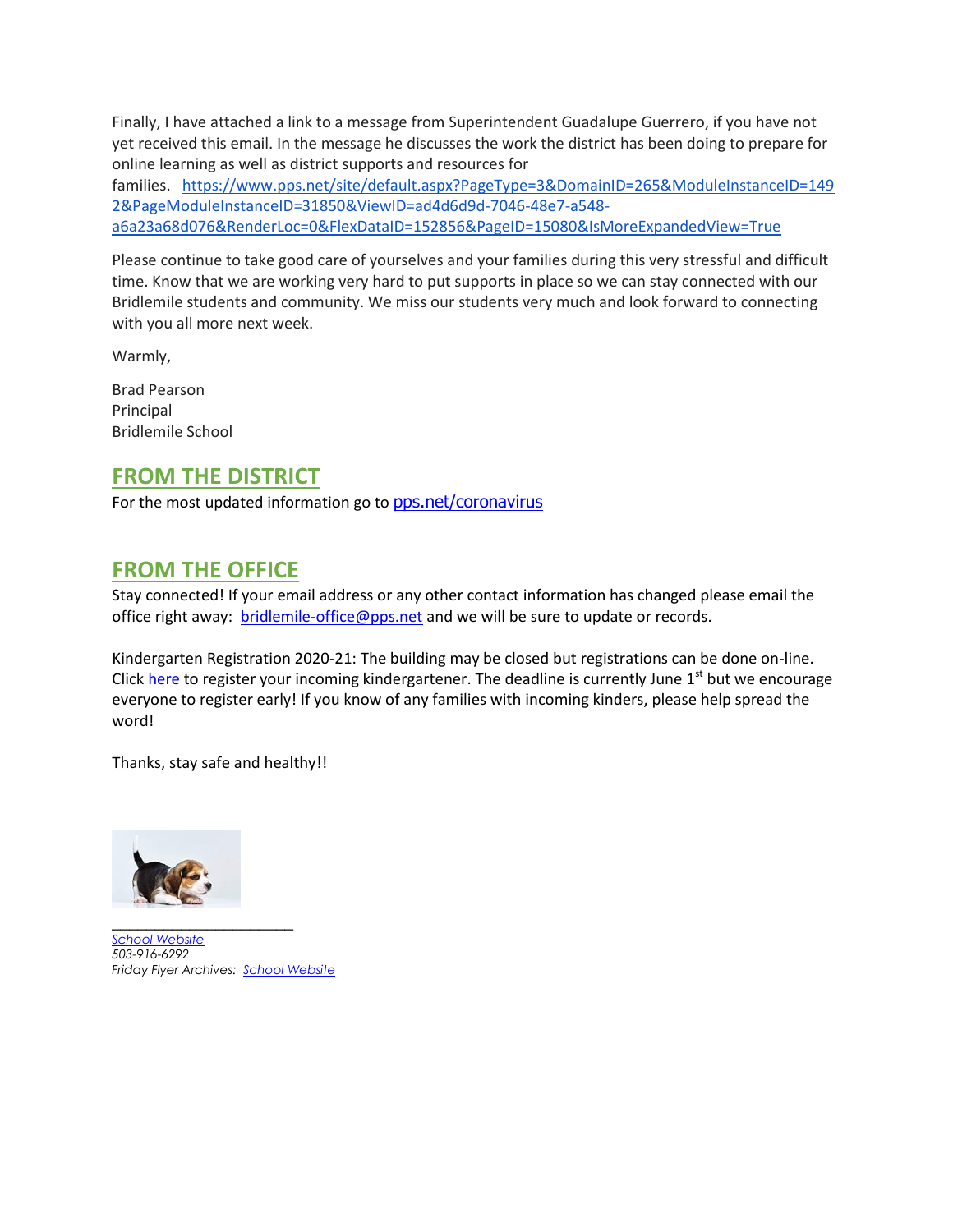Finally, I have attached a link to a message from Superintendent Guadalupe Guerrero, if you have not yet received this email. In the message he discusses the work the district has been doing to prepare for online learning as well as district supports and resources for families. https://www.pps.net/site/default.aspx?PageType=3&DomainID=265&ModuleInstanceID=1492&PageModuleInstanceID=31850&ViewID=ad4d6d9d-7046-48e7-a548-a6a23a68d076&RenderLoc=0&FlexDataID=152856&PageID=15080&IsMoreExpandedView=True

Please continue to take good care of yourselves and your families during this very stressful and difficult time. Know that we are working very hard to put supports in place so we can stay connected with our Bridlemile students and community. We miss our students very much and look forward to connecting with you all more next week.

Warmly,

Brad Pearson
Principal
Bridlemile School

## FROM THE DISTRICT

For the most updated information go to pps.net/coronavirus

## FROM THE OFFICE

Stay connected! If your email address or any other contact information has changed please email the office right away: bridlemile-office@pps.net and we will be sure to update or records.

Kindergarten Registration 2020-21: The building may be closed but registrations can be done on-line. Click here to register your incoming kindergartener. The deadline is currently June 1st but we encourage everyone to register early! If you know of any families with incoming kinders, please help spread the word!

Thanks, stay safe and healthy!!

---

*School Website*
*503-916-6292*
*Friday Flyer Archives: School Website*